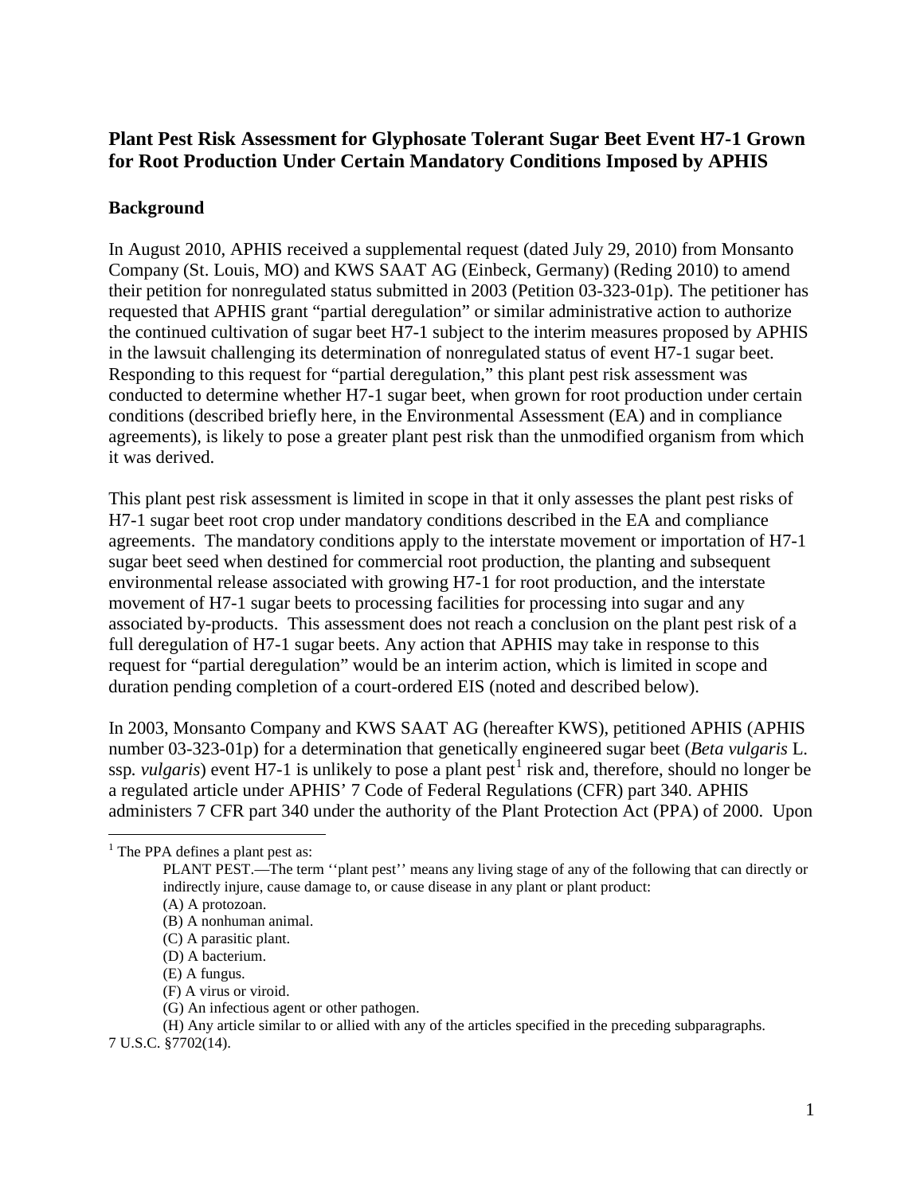# Plant Pest Risk Assessment for Glyphosate Tolerant Sugar Beet Event H7-1 Grown for Root Production Under Certain Mandatory Conditions Imposed by APHIS

## Background

In August 2010, APHIS received a supplemental request (dated July 29, 2010) from Monsanto Company (St. Louis, MO) and KWS SAAT AG (Einbeck, Germany) (Reding 2010) to amend their petition for nonregulated status submitted in 2003 (Petition 03-323-01p). The petitioner has requested that APHIS grant "partial deregulation" or similar administrative action to authorize the continued cultivation of sugar beet H7-1 subject to the interim measures proposed by APHIS in the lawsuit challenging its determination of nonregulated status of event H7-1 sugar beet. Responding to this request for "partial deregulation," this plant pest risk assessment was conducted to determine whether H7-1 sugar beet, when grown for root production under certain conditions (described briefly here, in the Environmental Assessment (EA) and in compliance agreements), is likely to pose a greater plant pest risk than the unmodified organism from which it was derived.

This plant pest risk assessment is limited in scope in that it only assesses the plant pest risks of H7-1 sugar beet root crop under mandatory conditions described in the EA and compliance agreements. The mandatory conditions apply to the interstate movement or importation of H7-1 sugar beet seed when destined for commercial root production, the planting and subsequent environmental release associated with growing H7-1 for root production, and the interstate movement of H7-1 sugar beets to processing facilities for processing into sugar and any associated by-products. This assessment does not reach a conclusion on the plant pest risk of a full deregulation of H7-1 sugar beets. Any action that APHIS may take in response to this request for "partial deregulation" would be an interim action, which is limited in scope and duration pending completion of a court-ordered EIS (noted and described below).

In 2003, Monsanto Company and KWS SAAT AG (hereafter KWS), petitioned APHIS (APHIS number 03-323-01p) for a determination that genetically engineered sugar beet (*Beta vulgaris* L. ssp. *vulgaris*) event H7-1 is unlikely to pose a plant pest[1] risk and, therefore, should no longer be a regulated article under APHIS' 7 Code of Federal Regulations (CFR) part 340. APHIS administers 7 CFR part 340 under the authority of the Plant Protection Act (PPA) of 2000. Upon

---

[1] The PPA defines a plant pest as:

> PLANT PEST.—The term ''plant pest'' means any living stage of any of the following that can directly or indirectly injure, cause damage to, or cause disease in any plant or plant product:
>
> (A) A protozoan.
>
> (B) A nonhuman animal.
>
> (C) A parasitic plant.
>
> (D) A bacterium.
>
> (E) A fungus.
>
> (F) A virus or viroid.
>
> (G) An infectious agent or other pathogen.
>
> (H) Any article similar to or allied with any of the articles specified in the preceding subparagraphs.

7 U.S.C. §7702(14).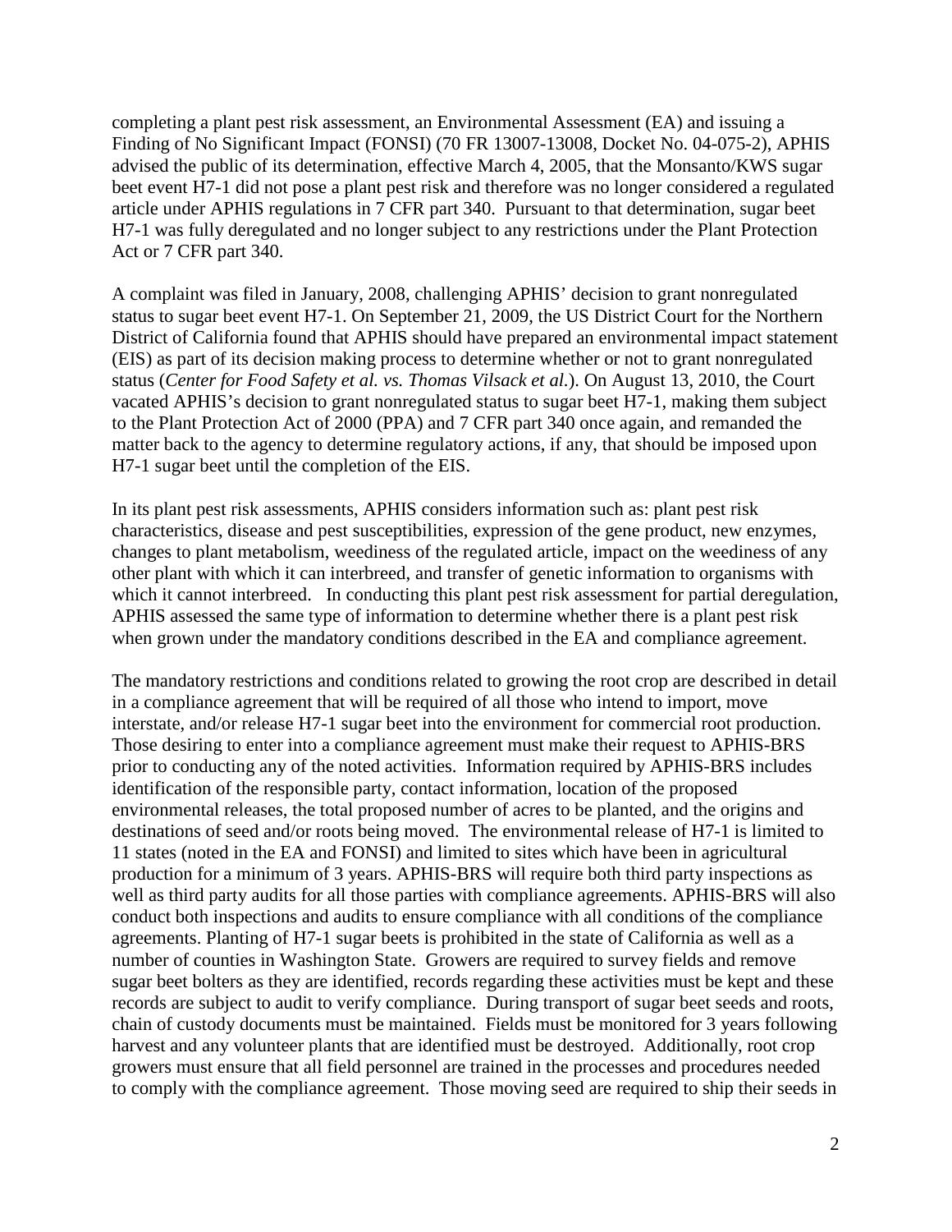completing a plant pest risk assessment, an Environmental Assessment (EA) and issuing a Finding of No Significant Impact (FONSI) (70 FR 13007-13008, Docket No. 04-075-2), APHIS advised the public of its determination, effective March 4, 2005, that the Monsanto/KWS sugar beet event H7-1 did not pose a plant pest risk and therefore was no longer considered a regulated article under APHIS regulations in 7 CFR part 340. Pursuant to that determination, sugar beet H7-1 was fully deregulated and no longer subject to any restrictions under the Plant Protection Act or 7 CFR part 340.

A complaint was filed in January, 2008, challenging APHIS' decision to grant nonregulated status to sugar beet event H7-1. On September 21, 2009, the US District Court for the Northern District of California found that APHIS should have prepared an environmental impact statement (EIS) as part of its decision making process to determine whether or not to grant nonregulated status (*Center for Food Safety et al. vs. Thomas Vilsack et al.*). On August 13, 2010, the Court vacated APHIS's decision to grant nonregulated status to sugar beet H7-1, making them subject to the Plant Protection Act of 2000 (PPA) and 7 CFR part 340 once again, and remanded the matter back to the agency to determine regulatory actions, if any, that should be imposed upon H7-1 sugar beet until the completion of the EIS.

In its plant pest risk assessments, APHIS considers information such as: plant pest risk characteristics, disease and pest susceptibilities, expression of the gene product, new enzymes, changes to plant metabolism, weediness of the regulated article, impact on the weediness of any other plant with which it can interbreed, and transfer of genetic information to organisms with which it cannot interbreed. In conducting this plant pest risk assessment for partial deregulation, APHIS assessed the same type of information to determine whether there is a plant pest risk when grown under the mandatory conditions described in the EA and compliance agreement.

The mandatory restrictions and conditions related to growing the root crop are described in detail in a compliance agreement that will be required of all those who intend to import, move interstate, and/or release H7-1 sugar beet into the environment for commercial root production. Those desiring to enter into a compliance agreement must make their request to APHIS-BRS prior to conducting any of the noted activities. Information required by APHIS-BRS includes identification of the responsible party, contact information, location of the proposed environmental releases, the total proposed number of acres to be planted, and the origins and destinations of seed and/or roots being moved. The environmental release of H7-1 is limited to 11 states (noted in the EA and FONSI) and limited to sites which have been in agricultural production for a minimum of 3 years. APHIS-BRS will require both third party inspections as well as third party audits for all those parties with compliance agreements. APHIS-BRS will also conduct both inspections and audits to ensure compliance with all conditions of the compliance agreements. Planting of H7-1 sugar beets is prohibited in the state of California as well as a number of counties in Washington State. Growers are required to survey fields and remove sugar beet bolters as they are identified, records regarding these activities must be kept and these records are subject to audit to verify compliance. During transport of sugar beet seeds and roots, chain of custody documents must be maintained. Fields must be monitored for 3 years following harvest and any volunteer plants that are identified must be destroyed. Additionally, root crop growers must ensure that all field personnel are trained in the processes and procedures needed to comply with the compliance agreement. Those moving seed are required to ship their seeds in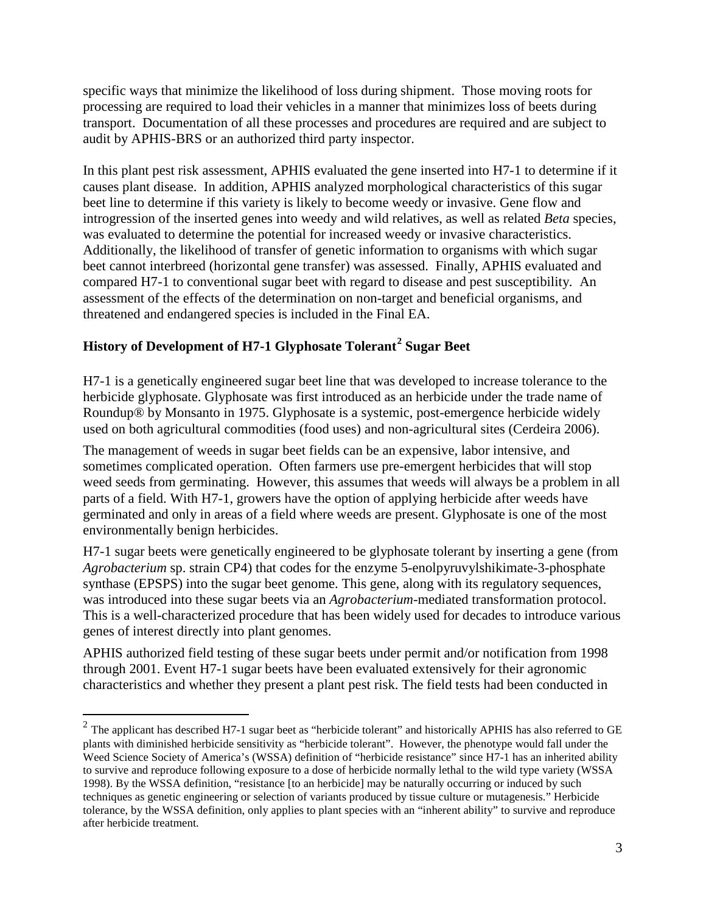specific ways that minimize the likelihood of loss during shipment. Those moving roots for processing are required to load their vehicles in a manner that minimizes loss of beets during transport. Documentation of all these processes and procedures are required and are subject to audit by APHIS-BRS or an authorized third party inspector.

In this plant pest risk assessment, APHIS evaluated the gene inserted into H7-1 to determine if it causes plant disease. In addition, APHIS analyzed morphological characteristics of this sugar beet line to determine if this variety is likely to become weedy or invasive. Gene flow and introgression of the inserted genes into weedy and wild relatives, as well as related *Beta* species, was evaluated to determine the potential for increased weedy or invasive characteristics. Additionally, the likelihood of transfer of genetic information to organisms with which sugar beet cannot interbreed (horizontal gene transfer) was assessed. Finally, APHIS evaluated and compared H7-1 to conventional sugar beet with regard to disease and pest susceptibility. An assessment of the effects of the determination on non-target and beneficial organisms, and threatened and endangered species is included in the Final EA.

## History of Development of H7-1 Glyphosate Tolerant[2] Sugar Beet

H7-1 is a genetically engineered sugar beet line that was developed to increase tolerance to the herbicide glyphosate. Glyphosate was first introduced as an herbicide under the trade name of Roundup® by Monsanto in 1975. Glyphosate is a systemic, post-emergence herbicide widely used on both agricultural commodities (food uses) and non-agricultural sites (Cerdeira 2006).

The management of weeds in sugar beet fields can be an expensive, labor intensive, and sometimes complicated operation. Often farmers use pre-emergent herbicides that will stop weed seeds from germinating. However, this assumes that weeds will always be a problem in all parts of a field. With H7-1, growers have the option of applying herbicide after weeds have germinated and only in areas of a field where weeds are present. Glyphosate is one of the most environmentally benign herbicides.

H7-1 sugar beets were genetically engineered to be glyphosate tolerant by inserting a gene (from *Agrobacterium* sp. strain CP4) that codes for the enzyme 5-enolpyruvylshikimate-3-phosphate synthase (EPSPS) into the sugar beet genome. This gene, along with its regulatory sequences, was introduced into these sugar beets via an *Agrobacterium*-mediated transformation protocol. This is a well-characterized procedure that has been widely used for decades to introduce various genes of interest directly into plant genomes.

APHIS authorized field testing of these sugar beets under permit and/or notification from 1998 through 2001. Event H7-1 sugar beets have been evaluated extensively for their agronomic characteristics and whether they present a plant pest risk. The field tests had been conducted in

[2] The applicant has described H7-1 sugar beet as "herbicide tolerant" and historically APHIS has also referred to GE plants with diminished herbicide sensitivity as "herbicide tolerant". However, the phenotype would fall under the Weed Science Society of America's (WSSA) definition of "herbicide resistance" since H7-1 has an inherited ability to survive and reproduce following exposure to a dose of herbicide normally lethal to the wild type variety (WSSA 1998). By the WSSA definition, "resistance [to an herbicide] may be naturally occurring or induced by such techniques as genetic engineering or selection of variants produced by tissue culture or mutagenesis." Herbicide tolerance, by the WSSA definition, only applies to plant species with an "inherent ability" to survive and reproduce after herbicide treatment.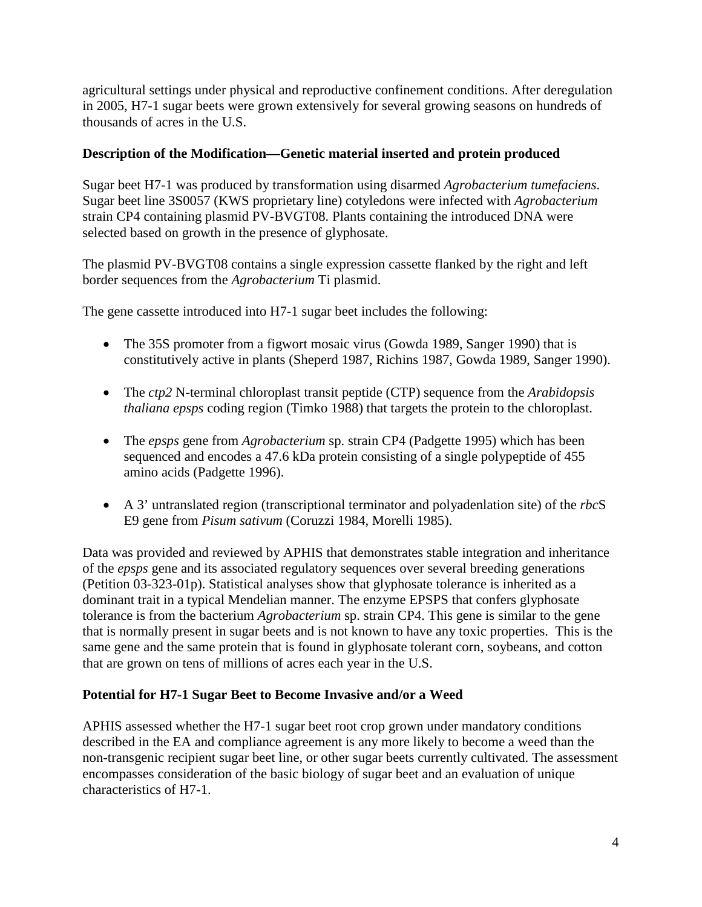agricultural settings under physical and reproductive confinement conditions. After deregulation in 2005, H7-1 sugar beets were grown extensively for several growing seasons on hundreds of thousands of acres in the U.S.

**Description of the Modification—Genetic material inserted and protein produced**

Sugar beet H7-1 was produced by transformation using disarmed *Agrobacterium tumefaciens*. Sugar beet line 3S0057 (KWS proprietary line) cotyledons were infected with *Agrobacterium* strain CP4 containing plasmid PV-BVGT08. Plants containing the introduced DNA were selected based on growth in the presence of glyphosate.

The plasmid PV-BVGT08 contains a single expression cassette flanked by the right and left border sequences from the *Agrobacterium* Ti plasmid.

The gene cassette introduced into H7-1 sugar beet includes the following:

- The 35S promoter from a figwort mosaic virus (Gowda 1989, Sanger 1990) that is constitutively active in plants (Sheperd 1987, Richins 1987, Gowda 1989, Sanger 1990).
- The *ctp2* N-terminal chloroplast transit peptide (CTP) sequence from the *Arabidopsis thaliana epsps* coding region (Timko 1988) that targets the protein to the chloroplast.
- The *epsps* gene from *Agrobacterium* sp. strain CP4 (Padgette 1995) which has been sequenced and encodes a 47.6 kDa protein consisting of a single polypeptide of 455 amino acids (Padgette 1996).
- A 3' untranslated region (transcriptional terminator and polyadenlation site) of the *rbc*S E9 gene from *Pisum sativum* (Coruzzi 1984, Morelli 1985).

Data was provided and reviewed by APHIS that demonstrates stable integration and inheritance of the *epsps* gene and its associated regulatory sequences over several breeding generations (Petition 03-323-01p). Statistical analyses show that glyphosate tolerance is inherited as a dominant trait in a typical Mendelian manner. The enzyme EPSPS that confers glyphosate tolerance is from the bacterium *Agrobacterium* sp. strain CP4. This gene is similar to the gene that is normally present in sugar beets and is not known to have any toxic properties. This is the same gene and the same protein that is found in glyphosate tolerant corn, soybeans, and cotton that are grown on tens of millions of acres each year in the U.S.

**Potential for H7-1 Sugar Beet to Become Invasive and/or a Weed**

APHIS assessed whether the H7-1 sugar beet root crop grown under mandatory conditions described in the EA and compliance agreement is any more likely to become a weed than the non-transgenic recipient sugar beet line, or other sugar beets currently cultivated. The assessment encompasses consideration of the basic biology of sugar beet and an evaluation of unique characteristics of H7-1.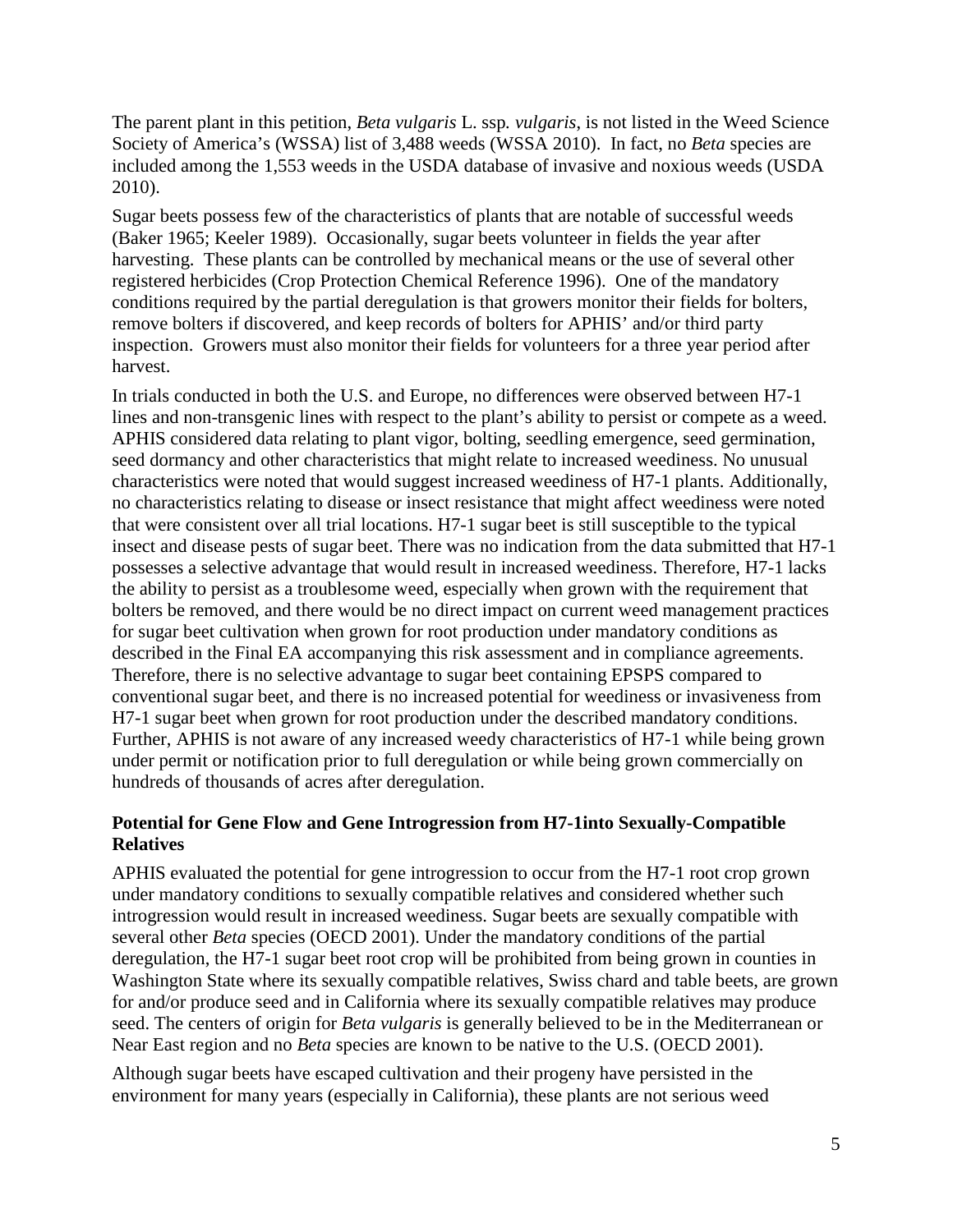The parent plant in this petition, *Beta vulgaris* L. ssp*. vulgaris*, is not listed in the Weed Science Society of America's (WSSA) list of 3,488 weeds (WSSA 2010). In fact, no *Beta* species are included among the 1,553 weeds in the USDA database of invasive and noxious weeds (USDA 2010).

Sugar beets possess few of the characteristics of plants that are notable of successful weeds (Baker 1965; Keeler 1989). Occasionally, sugar beets volunteer in fields the year after harvesting. These plants can be controlled by mechanical means or the use of several other registered herbicides (Crop Protection Chemical Reference 1996). One of the mandatory conditions required by the partial deregulation is that growers monitor their fields for bolters, remove bolters if discovered, and keep records of bolters for APHIS' and/or third party inspection. Growers must also monitor their fields for volunteers for a three year period after harvest.

In trials conducted in both the U.S. and Europe, no differences were observed between H7-1 lines and non-transgenic lines with respect to the plant's ability to persist or compete as a weed. APHIS considered data relating to plant vigor, bolting, seedling emergence, seed germination, seed dormancy and other characteristics that might relate to increased weediness. No unusual characteristics were noted that would suggest increased weediness of H7-1 plants. Additionally, no characteristics relating to disease or insect resistance that might affect weediness were noted that were consistent over all trial locations. H7-1 sugar beet is still susceptible to the typical insect and disease pests of sugar beet. There was no indication from the data submitted that H7-1 possesses a selective advantage that would result in increased weediness. Therefore, H7-1 lacks the ability to persist as a troublesome weed, especially when grown with the requirement that bolters be removed, and there would be no direct impact on current weed management practices for sugar beet cultivation when grown for root production under mandatory conditions as described in the Final EA accompanying this risk assessment and in compliance agreements. Therefore, there is no selective advantage to sugar beet containing EPSPS compared to conventional sugar beet, and there is no increased potential for weediness or invasiveness from H7-1 sugar beet when grown for root production under the described mandatory conditions. Further, APHIS is not aware of any increased weedy characteristics of H7-1 while being grown under permit or notification prior to full deregulation or while being grown commercially on hundreds of thousands of acres after deregulation.

**Potential for Gene Flow and Gene Introgression from H7-1into Sexually-Compatible Relatives**

APHIS evaluated the potential for gene introgression to occur from the H7-1 root crop grown under mandatory conditions to sexually compatible relatives and considered whether such introgression would result in increased weediness. Sugar beets are sexually compatible with several other *Beta* species (OECD 2001). Under the mandatory conditions of the partial deregulation, the H7-1 sugar beet root crop will be prohibited from being grown in counties in Washington State where its sexually compatible relatives, Swiss chard and table beets, are grown for and/or produce seed and in California where its sexually compatible relatives may produce seed. The centers of origin for *Beta vulgaris* is generally believed to be in the Mediterranean or Near East region and no *Beta* species are known to be native to the U.S. (OECD 2001).

Although sugar beets have escaped cultivation and their progeny have persisted in the environment for many years (especially in California), these plants are not serious weed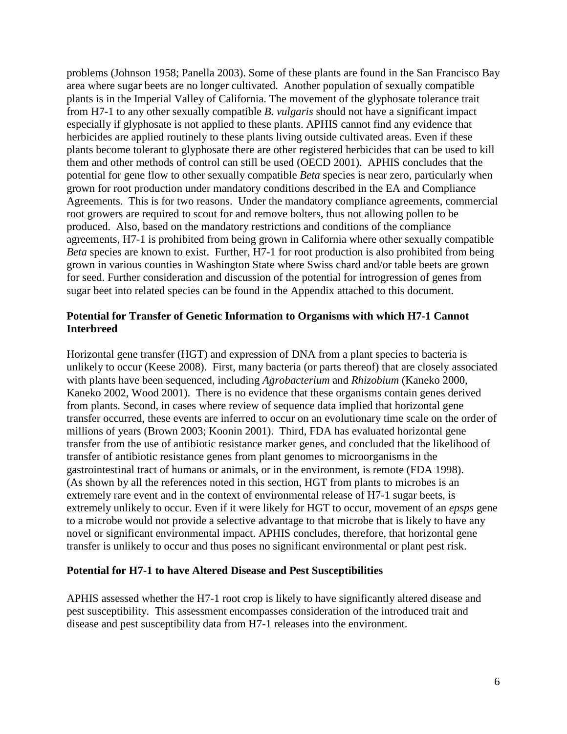problems (Johnson 1958; Panella 2003). Some of these plants are found in the San Francisco Bay area where sugar beets are no longer cultivated. Another population of sexually compatible plants is in the Imperial Valley of California. The movement of the glyphosate tolerance trait from H7-1 to any other sexually compatible *B. vulgaris* should not have a significant impact especially if glyphosate is not applied to these plants. APHIS cannot find any evidence that herbicides are applied routinely to these plants living outside cultivated areas. Even if these plants become tolerant to glyphosate there are other registered herbicides that can be used to kill them and other methods of control can still be used (OECD 2001). APHIS concludes that the potential for gene flow to other sexually compatible *Beta* species is near zero, particularly when grown for root production under mandatory conditions described in the EA and Compliance Agreements. This is for two reasons. Under the mandatory compliance agreements, commercial root growers are required to scout for and remove bolters, thus not allowing pollen to be produced. Also, based on the mandatory restrictions and conditions of the compliance agreements, H7-1 is prohibited from being grown in California where other sexually compatible *Beta* species are known to exist. Further, H7-1 for root production is also prohibited from being grown in various counties in Washington State where Swiss chard and/or table beets are grown for seed. Further consideration and discussion of the potential for introgression of genes from sugar beet into related species can be found in the Appendix attached to this document.

### Potential for Transfer of Genetic Information to Organisms with which H7-1 Cannot Interbreed

Horizontal gene transfer (HGT) and expression of DNA from a plant species to bacteria is unlikely to occur (Keese 2008). First, many bacteria (or parts thereof) that are closely associated with plants have been sequenced, including *Agrobacterium* and *Rhizobium* (Kaneko 2000, Kaneko 2002, Wood 2001). There is no evidence that these organisms contain genes derived from plants. Second, in cases where review of sequence data implied that horizontal gene transfer occurred, these events are inferred to occur on an evolutionary time scale on the order of millions of years (Brown 2003; Koonin 2001). Third, FDA has evaluated horizontal gene transfer from the use of antibiotic resistance marker genes, and concluded that the likelihood of transfer of antibiotic resistance genes from plant genomes to microorganisms in the gastrointestinal tract of humans or animals, or in the environment, is remote (FDA 1998). (As shown by all the references noted in this section, HGT from plants to microbes is an extremely rare event and in the context of environmental release of H7-1 sugar beets, is extremely unlikely to occur. Even if it were likely for HGT to occur, movement of an *epsps* gene to a microbe would not provide a selective advantage to that microbe that is likely to have any novel or significant environmental impact. APHIS concludes, therefore, that horizontal gene transfer is unlikely to occur and thus poses no significant environmental or plant pest risk.

### Potential for H7-1 to have Altered Disease and Pest Susceptibilities

APHIS assessed whether the H7-1 root crop is likely to have significantly altered disease and pest susceptibility. This assessment encompasses consideration of the introduced trait and disease and pest susceptibility data from H7-1 releases into the environment.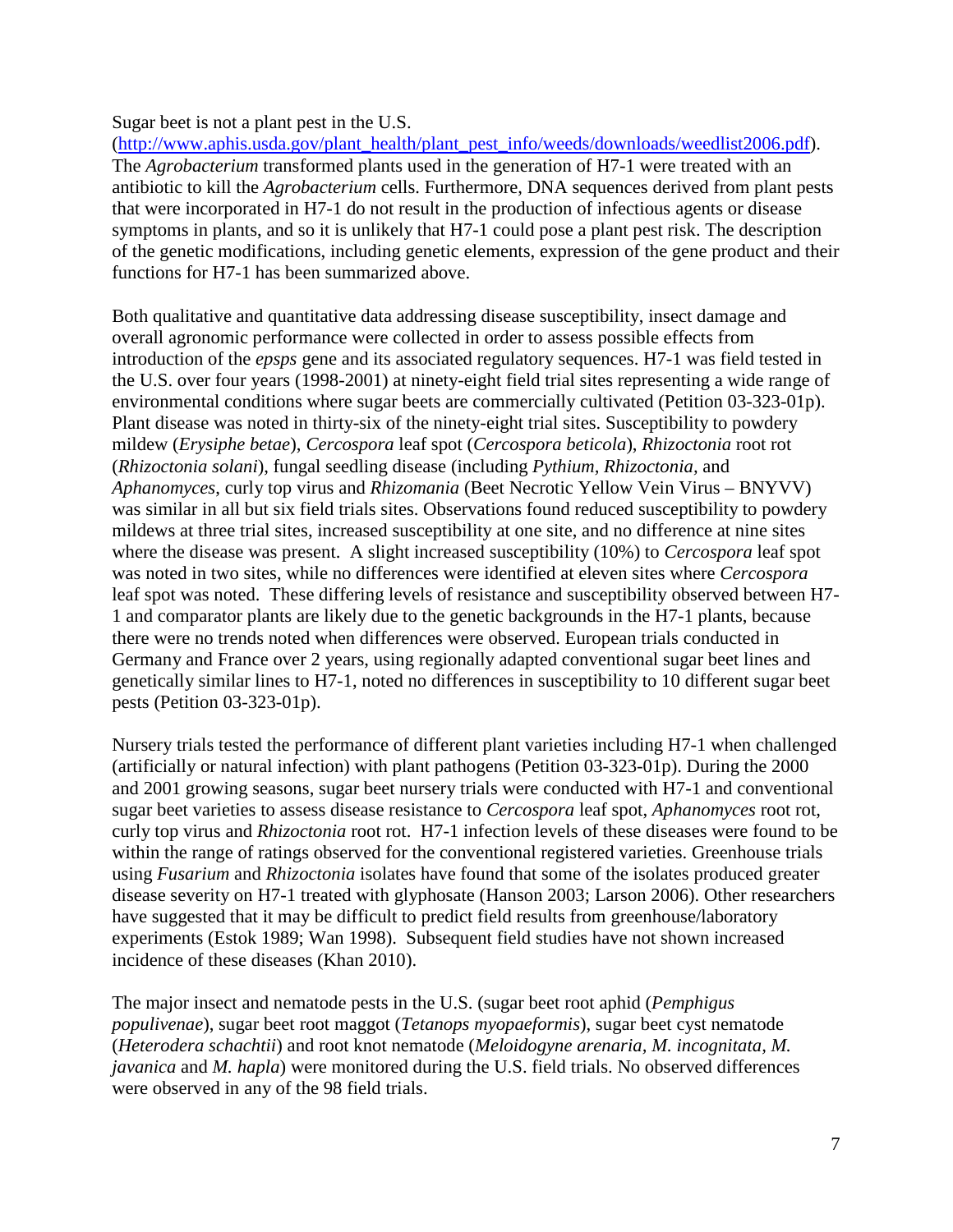Sugar beet is not a plant pest in the U.S. (http://www.aphis.usda.gov/plant_health/plant_pest_info/weeds/downloads/weedlist2006.pdf). The *Agrobacterium* transformed plants used in the generation of H7-1 were treated with an antibiotic to kill the *Agrobacterium* cells. Furthermore, DNA sequences derived from plant pests that were incorporated in H7-1 do not result in the production of infectious agents or disease symptoms in plants, and so it is unlikely that H7-1 could pose a plant pest risk. The description of the genetic modifications, including genetic elements, expression of the gene product and their functions for H7-1 has been summarized above.

Both qualitative and quantitative data addressing disease susceptibility, insect damage and overall agronomic performance were collected in order to assess possible effects from introduction of the *epsps* gene and its associated regulatory sequences. H7-1 was field tested in the U.S. over four years (1998-2001) at ninety-eight field trial sites representing a wide range of environmental conditions where sugar beets are commercially cultivated (Petition 03-323-01p). Plant disease was noted in thirty-six of the ninety-eight trial sites. Susceptibility to powdery mildew (*Erysiphe betae*), *Cercospora* leaf spot (*Cercospora beticola*), *Rhizoctonia* root rot (*Rhizoctonia solani*), fungal seedling disease (including *Pythium*, *Rhizoctonia*, and *Aphanomyces*, curly top virus and *Rhizomania* (Beet Necrotic Yellow Vein Virus – BNYVV) was similar in all but six field trials sites. Observations found reduced susceptibility to powdery mildews at three trial sites, increased susceptibility at one site, and no difference at nine sites where the disease was present. A slight increased susceptibility (10%) to *Cercospora* leaf spot was noted in two sites, while no differences were identified at eleven sites where *Cercospora* leaf spot was noted. These differing levels of resistance and susceptibility observed between H7-1 and comparator plants are likely due to the genetic backgrounds in the H7-1 plants, because there were no trends noted when differences were observed. European trials conducted in Germany and France over 2 years, using regionally adapted conventional sugar beet lines and genetically similar lines to H7-1, noted no differences in susceptibility to 10 different sugar beet pests (Petition 03-323-01p).

Nursery trials tested the performance of different plant varieties including H7-1 when challenged (artificially or natural infection) with plant pathogens (Petition 03-323-01p). During the 2000 and 2001 growing seasons, sugar beet nursery trials were conducted with H7-1 and conventional sugar beet varieties to assess disease resistance to *Cercospora* leaf spot, *Aphanomyces* root rot, curly top virus and *Rhizoctonia* root rot. H7-1 infection levels of these diseases were found to be within the range of ratings observed for the conventional registered varieties. Greenhouse trials using *Fusarium* and *Rhizoctonia* isolates have found that some of the isolates produced greater disease severity on H7-1 treated with glyphosate (Hanson 2003; Larson 2006). Other researchers have suggested that it may be difficult to predict field results from greenhouse/laboratory experiments (Estok 1989; Wan 1998). Subsequent field studies have not shown increased incidence of these diseases (Khan 2010).

The major insect and nematode pests in the U.S. (sugar beet root aphid (*Pemphigus populivenae*), sugar beet root maggot (*Tetanops myopaeformis*), sugar beet cyst nematode (*Heterodera schachtii*) and root knot nematode (*Meloidogyne arenaria, M. incognitata, M. javanica* and *M. hapla*) were monitored during the U.S. field trials. No observed differences were observed in any of the 98 field trials.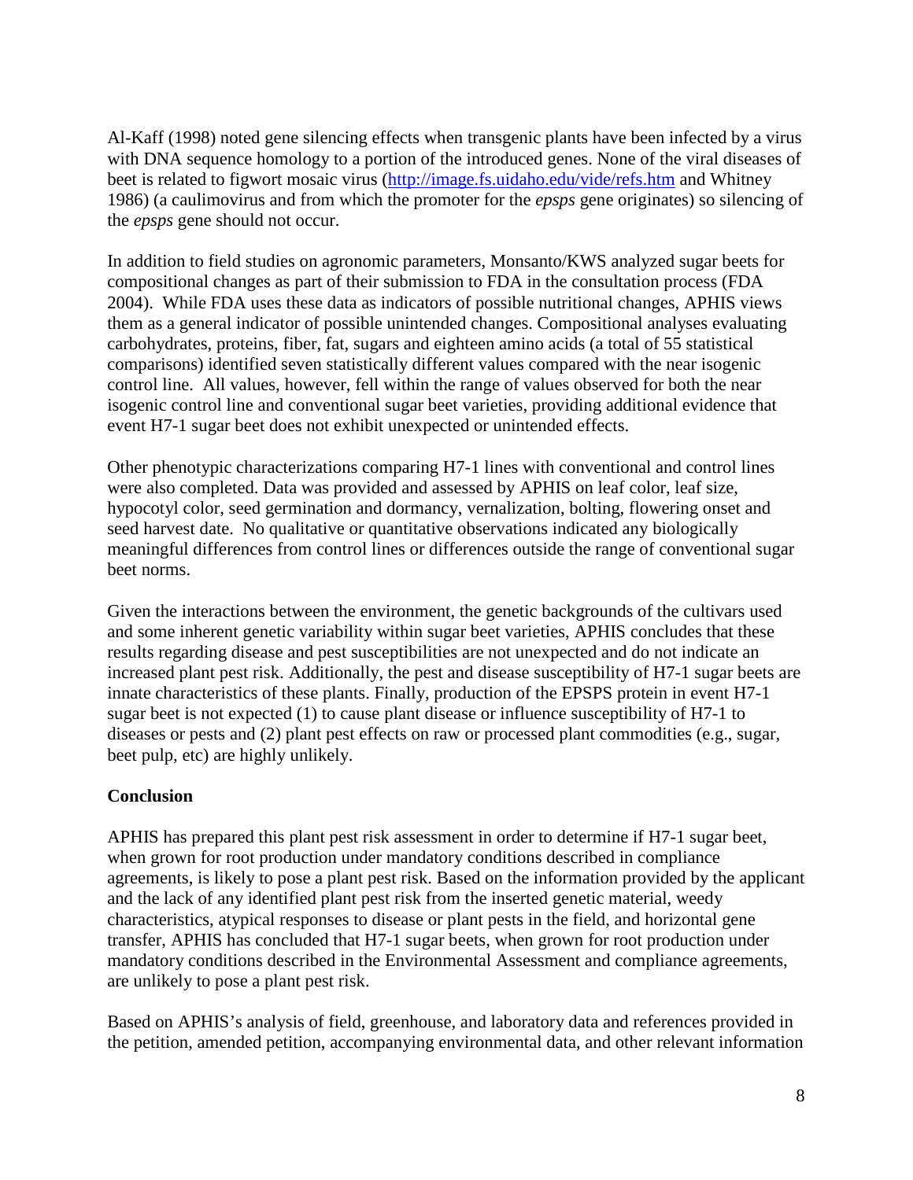Al-Kaff (1998) noted gene silencing effects when transgenic plants have been infected by a virus with DNA sequence homology to a portion of the introduced genes. None of the viral diseases of beet is related to figwort mosaic virus (http://image.fs.uidaho.edu/vide/refs.htm and Whitney 1986) (a caulimovirus and from which the promoter for the *epsps* gene originates) so silencing of the *epsps* gene should not occur.

In addition to field studies on agronomic parameters, Monsanto/KWS analyzed sugar beets for compositional changes as part of their submission to FDA in the consultation process (FDA 2004). While FDA uses these data as indicators of possible nutritional changes, APHIS views them as a general indicator of possible unintended changes. Compositional analyses evaluating carbohydrates, proteins, fiber, fat, sugars and eighteen amino acids (a total of 55 statistical comparisons) identified seven statistically different values compared with the near isogenic control line. All values, however, fell within the range of values observed for both the near isogenic control line and conventional sugar beet varieties, providing additional evidence that event H7-1 sugar beet does not exhibit unexpected or unintended effects.

Other phenotypic characterizations comparing H7-1 lines with conventional and control lines were also completed. Data was provided and assessed by APHIS on leaf color, leaf size, hypocotyl color, seed germination and dormancy, vernalization, bolting, flowering onset and seed harvest date. No qualitative or quantitative observations indicated any biologically meaningful differences from control lines or differences outside the range of conventional sugar beet norms.

Given the interactions between the environment, the genetic backgrounds of the cultivars used and some inherent genetic variability within sugar beet varieties, APHIS concludes that these results regarding disease and pest susceptibilities are not unexpected and do not indicate an increased plant pest risk. Additionally, the pest and disease susceptibility of H7-1 sugar beets are innate characteristics of these plants. Finally, production of the EPSPS protein in event H7-1 sugar beet is not expected (1) to cause plant disease or influence susceptibility of H7-1 to diseases or pests and (2) plant pest effects on raw or processed plant commodities (e.g., sugar, beet pulp, etc) are highly unlikely.

**Conclusion**

APHIS has prepared this plant pest risk assessment in order to determine if H7-1 sugar beet, when grown for root production under mandatory conditions described in compliance agreements, is likely to pose a plant pest risk. Based on the information provided by the applicant and the lack of any identified plant pest risk from the inserted genetic material, weedy characteristics, atypical responses to disease or plant pests in the field, and horizontal gene transfer, APHIS has concluded that H7-1 sugar beets, when grown for root production under mandatory conditions described in the Environmental Assessment and compliance agreements, are unlikely to pose a plant pest risk.

Based on APHIS's analysis of field, greenhouse, and laboratory data and references provided in the petition, amended petition, accompanying environmental data, and other relevant information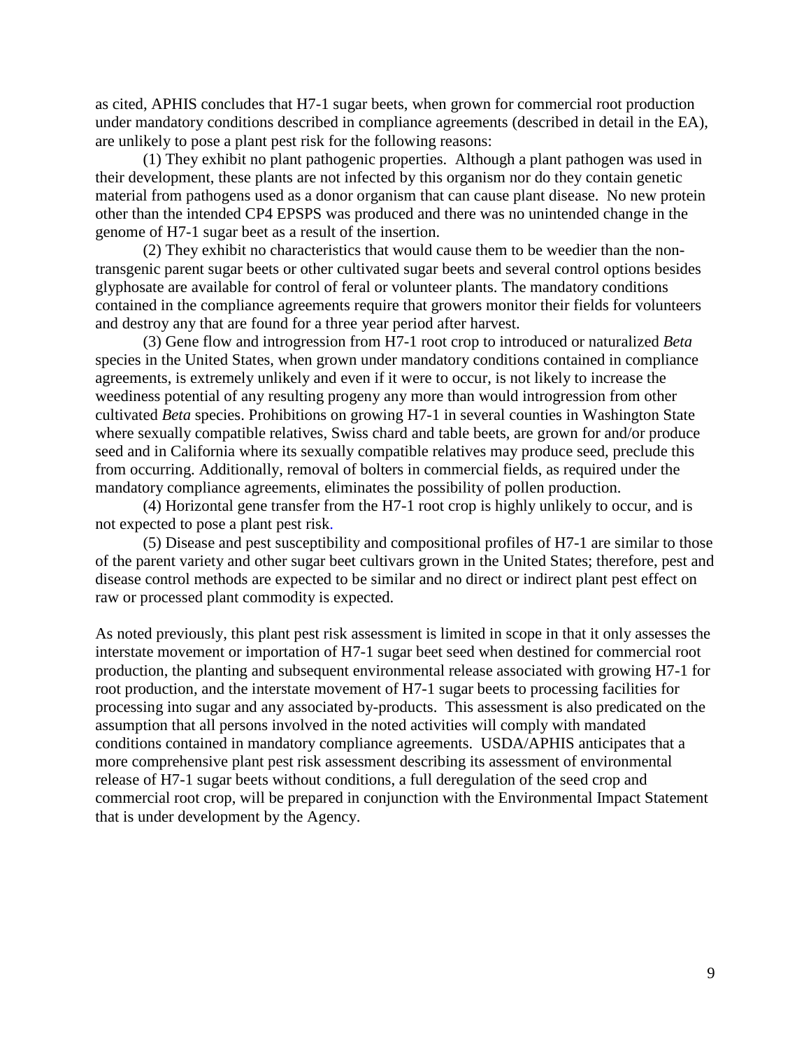as cited, APHIS concludes that H7-1 sugar beets, when grown for commercial root production under mandatory conditions described in compliance agreements (described in detail in the EA), are unlikely to pose a plant pest risk for the following reasons:

(1) They exhibit no plant pathogenic properties. Although a plant pathogen was used in their development, these plants are not infected by this organism nor do they contain genetic material from pathogens used as a donor organism that can cause plant disease. No new protein other than the intended CP4 EPSPS was produced and there was no unintended change in the genome of H7-1 sugar beet as a result of the insertion.

(2) They exhibit no characteristics that would cause them to be weedier than the non-transgenic parent sugar beets or other cultivated sugar beets and several control options besides glyphosate are available for control of feral or volunteer plants. The mandatory conditions contained in the compliance agreements require that growers monitor their fields for volunteers and destroy any that are found for a three year period after harvest.

(3) Gene flow and introgression from H7-1 root crop to introduced or naturalized *Beta* species in the United States, when grown under mandatory conditions contained in compliance agreements, is extremely unlikely and even if it were to occur, is not likely to increase the weediness potential of any resulting progeny any more than would introgression from other cultivated *Beta* species. Prohibitions on growing H7-1 in several counties in Washington State where sexually compatible relatives, Swiss chard and table beets, are grown for and/or produce seed and in California where its sexually compatible relatives may produce seed, preclude this from occurring. Additionally, removal of bolters in commercial fields, as required under the mandatory compliance agreements, eliminates the possibility of pollen production.

(4) Horizontal gene transfer from the H7-1 root crop is highly unlikely to occur, and is not expected to pose a plant pest risk.

(5) Disease and pest susceptibility and compositional profiles of H7-1 are similar to those of the parent variety and other sugar beet cultivars grown in the United States; therefore, pest and disease control methods are expected to be similar and no direct or indirect plant pest effect on raw or processed plant commodity is expected.

As noted previously, this plant pest risk assessment is limited in scope in that it only assesses the interstate movement or importation of H7-1 sugar beet seed when destined for commercial root production, the planting and subsequent environmental release associated with growing H7-1 for root production, and the interstate movement of H7-1 sugar beets to processing facilities for processing into sugar and any associated by-products. This assessment is also predicated on the assumption that all persons involved in the noted activities will comply with mandated conditions contained in mandatory compliance agreements. USDA/APHIS anticipates that a more comprehensive plant pest risk assessment describing its assessment of environmental release of H7-1 sugar beets without conditions, a full deregulation of the seed crop and commercial root crop, will be prepared in conjunction with the Environmental Impact Statement that is under development by the Agency.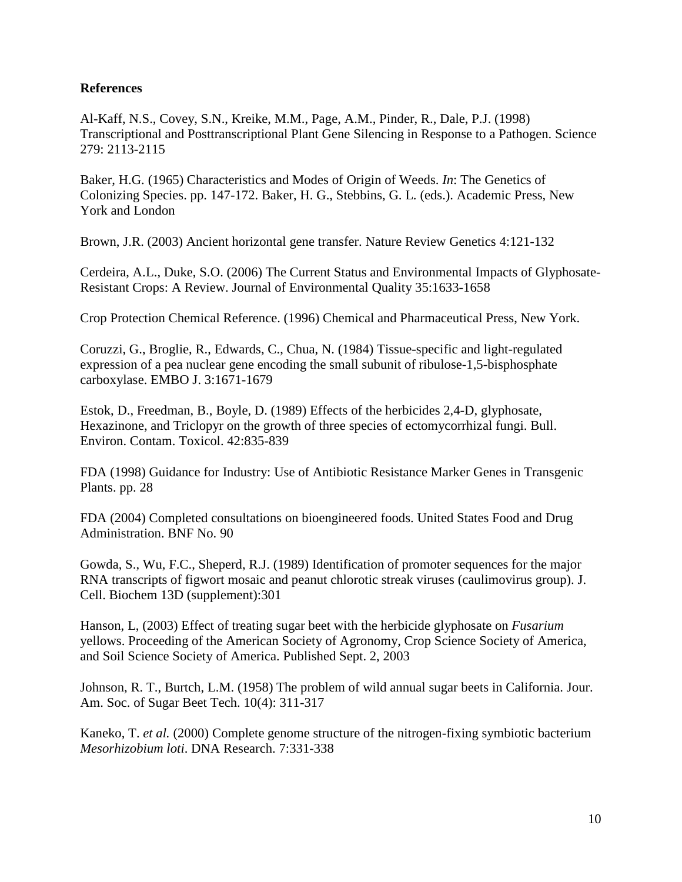**References**

Al-Kaff, N.S., Covey, S.N., Kreike, M.M., Page, A.M., Pinder, R., Dale, P.J. (1998) Transcriptional and Posttranscriptional Plant Gene Silencing in Response to a Pathogen. Science 279: 2113-2115

Baker, H.G. (1965) Characteristics and Modes of Origin of Weeds. *In*: The Genetics of Colonizing Species. pp. 147-172. Baker, H. G., Stebbins, G. L. (eds.). Academic Press, New York and London

Brown, J.R. (2003) Ancient horizontal gene transfer. Nature Review Genetics 4:121-132

Cerdeira, A.L., Duke, S.O. (2006) The Current Status and Environmental Impacts of Glyphosate-Resistant Crops: A Review. Journal of Environmental Quality 35:1633-1658

Crop Protection Chemical Reference. (1996) Chemical and Pharmaceutical Press, New York.

Coruzzi, G., Broglie, R., Edwards, C., Chua, N. (1984) Tissue-specific and light-regulated expression of a pea nuclear gene encoding the small subunit of ribulose-1,5-bisphosphate carboxylase. EMBO J. 3:1671-1679

Estok, D., Freedman, B., Boyle, D. (1989) Effects of the herbicides 2,4-D, glyphosate, Hexazinone, and Triclopyr on the growth of three species of ectomycorrhizal fungi. Bull. Environ. Contam. Toxicol. 42:835-839

FDA (1998) Guidance for Industry: Use of Antibiotic Resistance Marker Genes in Transgenic Plants. pp. 28

FDA (2004) Completed consultations on bioengineered foods. United States Food and Drug Administration. BNF No. 90

Gowda, S., Wu, F.C., Sheperd, R.J. (1989) Identification of promoter sequences for the major RNA transcripts of figwort mosaic and peanut chlorotic streak viruses (caulimovirus group). J. Cell. Biochem 13D (supplement):301

Hanson, L, (2003) Effect of treating sugar beet with the herbicide glyphosate on *Fusarium* yellows. Proceeding of the American Society of Agronomy, Crop Science Society of America, and Soil Science Society of America. Published Sept. 2, 2003

Johnson, R. T., Burtch, L.M. (1958) The problem of wild annual sugar beets in California. Jour. Am. Soc. of Sugar Beet Tech. 10(4): 311-317

Kaneko, T. *et al.* (2000) Complete genome structure of the nitrogen-fixing symbiotic bacterium *Mesorhizobium loti*. DNA Research. 7:331-338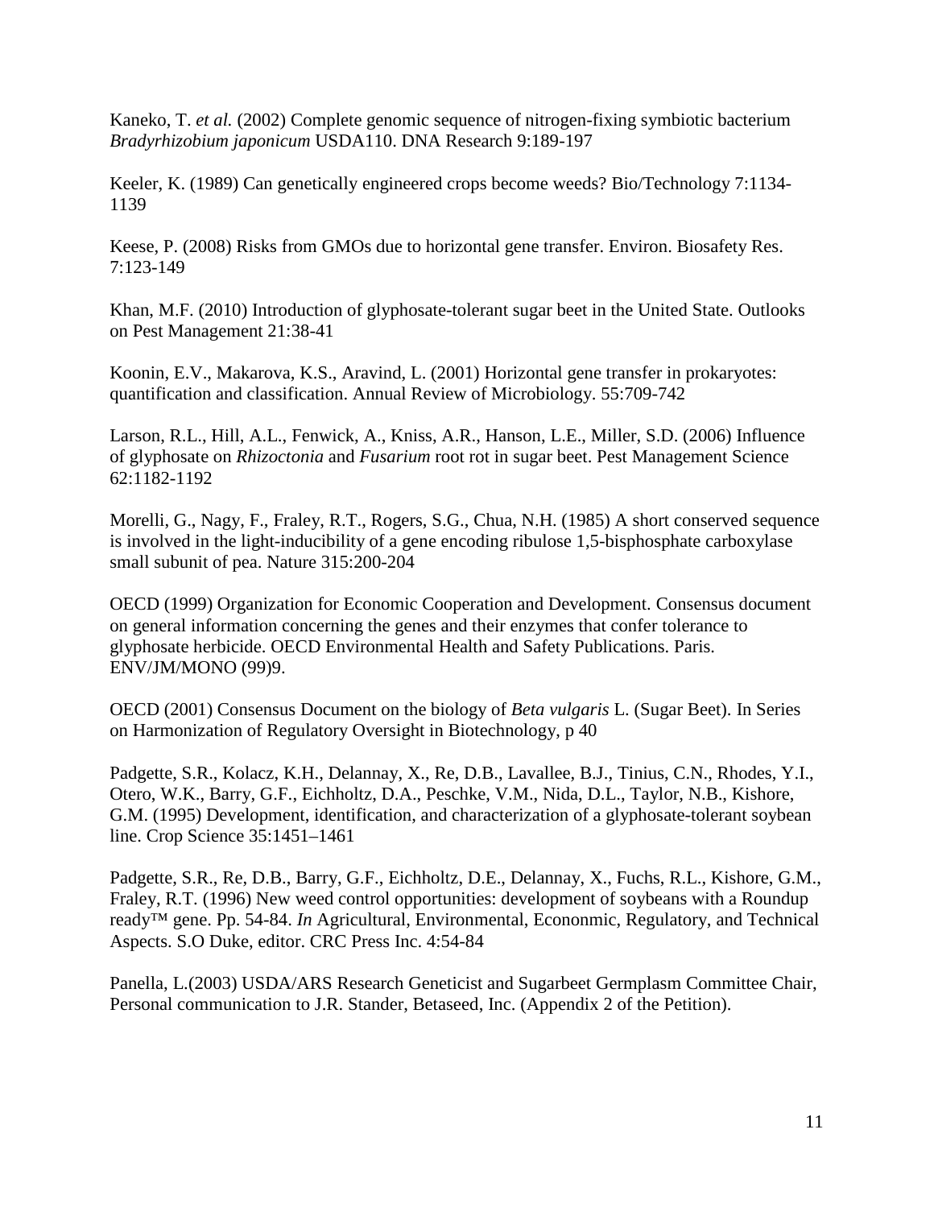Kaneko, T. *et al.* (2002) Complete genomic sequence of nitrogen-fixing symbiotic bacterium *Bradyrhizobium japonicum* USDA110. DNA Research 9:189-197

Keeler, K. (1989) Can genetically engineered crops become weeds? Bio/Technology 7:1134-1139

Keese, P. (2008) Risks from GMOs due to horizontal gene transfer. Environ. Biosafety Res. 7:123-149

Khan, M.F. (2010) Introduction of glyphosate-tolerant sugar beet in the United State. Outlooks on Pest Management 21:38-41

Koonin, E.V., Makarova, K.S., Aravind, L. (2001) Horizontal gene transfer in prokaryotes: quantification and classification. Annual Review of Microbiology. 55:709-742

Larson, R.L., Hill, A.L., Fenwick, A., Kniss, A.R., Hanson, L.E., Miller, S.D. (2006) Influence of glyphosate on *Rhizoctonia* and *Fusarium* root rot in sugar beet. Pest Management Science 62:1182-1192

Morelli, G., Nagy, F., Fraley, R.T., Rogers, S.G., Chua, N.H. (1985) A short conserved sequence is involved in the light-inducibility of a gene encoding ribulose 1,5-bisphosphate carboxylase small subunit of pea. Nature 315:200-204

OECD (1999) Organization for Economic Cooperation and Development. Consensus document on general information concerning the genes and their enzymes that confer tolerance to glyphosate herbicide. OECD Environmental Health and Safety Publications. Paris. ENV/JM/MONO (99)9.

OECD (2001) Consensus Document on the biology of *Beta vulgaris* L. (Sugar Beet). In Series on Harmonization of Regulatory Oversight in Biotechnology, p 40

Padgette, S.R., Kolacz, K.H., Delannay, X., Re, D.B., Lavallee, B.J., Tinius, C.N., Rhodes, Y.I., Otero, W.K., Barry, G.F., Eichholtz, D.A., Peschke, V.M., Nida, D.L., Taylor, N.B., Kishore, G.M. (1995) Development, identification, and characterization of a glyphosate-tolerant soybean line. Crop Science 35:1451–1461

Padgette, S.R., Re, D.B., Barry, G.F., Eichholtz, D.E., Delannay, X., Fuchs, R.L., Kishore, G.M., Fraley, R.T. (1996) New weed control opportunities: development of soybeans with a Roundup ready™ gene. Pp. 54-84. *In* Agricultural, Environmental, Econonmic, Regulatory, and Technical Aspects. S.O Duke, editor. CRC Press Inc. 4:54-84

Panella, L.(2003) USDA/ARS Research Geneticist and Sugarbeet Germplasm Committee Chair, Personal communication to J.R. Stander, Betaseed, Inc. (Appendix 2 of the Petition).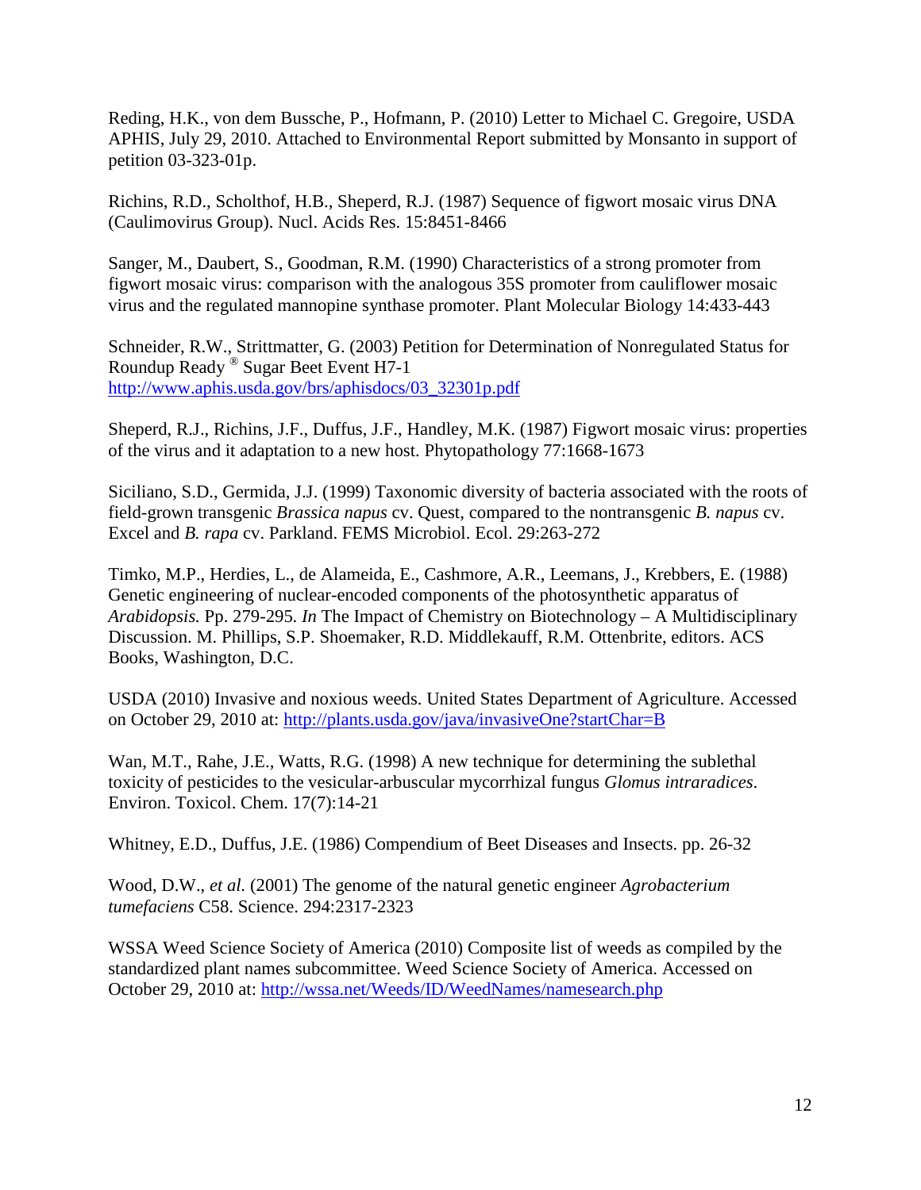Reding, H.K., von dem Bussche, P., Hofmann, P. (2010) Letter to Michael C. Gregoire, USDA APHIS, July 29, 2010. Attached to Environmental Report submitted by Monsanto in support of petition 03-323-01p.

Richins, R.D., Scholthof, H.B., Sheperd, R.J. (1987) Sequence of figwort mosaic virus DNA (Caulimovirus Group). Nucl. Acids Res. 15:8451-8466

Sanger, M., Daubert, S., Goodman, R.M. (1990) Characteristics of a strong promoter from figwort mosaic virus: comparison with the analogous 35S promoter from cauliflower mosaic virus and the regulated mannopine synthase promoter. Plant Molecular Biology 14:433-443

Schneider, R.W., Strittmatter, G. (2003) Petition for Determination of Nonregulated Status for Roundup Ready ® Sugar Beet Event H7-1 http://www.aphis.usda.gov/brs/aphisdocs/03_32301p.pdf

Sheperd, R.J., Richins, J.F., Duffus, J.F., Handley, M.K. (1987) Figwort mosaic virus: properties of the virus and it adaptation to a new host. Phytopathology 77:1668-1673

Siciliano, S.D., Germida, J.J. (1999) Taxonomic diversity of bacteria associated with the roots of field-grown transgenic *Brassica napus* cv. Quest, compared to the nontransgenic *B. napus* cv. Excel and *B. rapa* cv. Parkland. FEMS Microbiol. Ecol. 29:263-272

Timko, M.P., Herdies, L., de Alameida, E., Cashmore, A.R., Leemans, J., Krebbers, E. (1988) Genetic engineering of nuclear-encoded components of the photosynthetic apparatus of *Arabidopsis.* Pp. 279-295. *In* The Impact of Chemistry on Biotechnology – A Multidisciplinary Discussion. M. Phillips, S.P. Shoemaker, R.D. Middlekauff, R.M. Ottenbrite, editors. ACS Books, Washington, D.C.

USDA (2010) Invasive and noxious weeds. United States Department of Agriculture. Accessed on October 29, 2010 at: http://plants.usda.gov/java/invasiveOne?startChar=B

Wan, M.T., Rahe, J.E., Watts, R.G. (1998) A new technique for determining the sublethal toxicity of pesticides to the vesicular-arbuscular mycorrhizal fungus *Glomus intraradices*. Environ. Toxicol. Chem. 17(7):14-21

Whitney, E.D., Duffus, J.E. (1986) Compendium of Beet Diseases and Insects. pp. 26-32

Wood, D.W., *et al.* (2001) The genome of the natural genetic engineer *Agrobacterium tumefaciens* C58. Science. 294:2317-2323

WSSA Weed Science Society of America (2010) Composite list of weeds as compiled by the standardized plant names subcommittee. Weed Science Society of America. Accessed on October 29, 2010 at: http://wssa.net/Weeds/ID/WeedNames/namesearch.php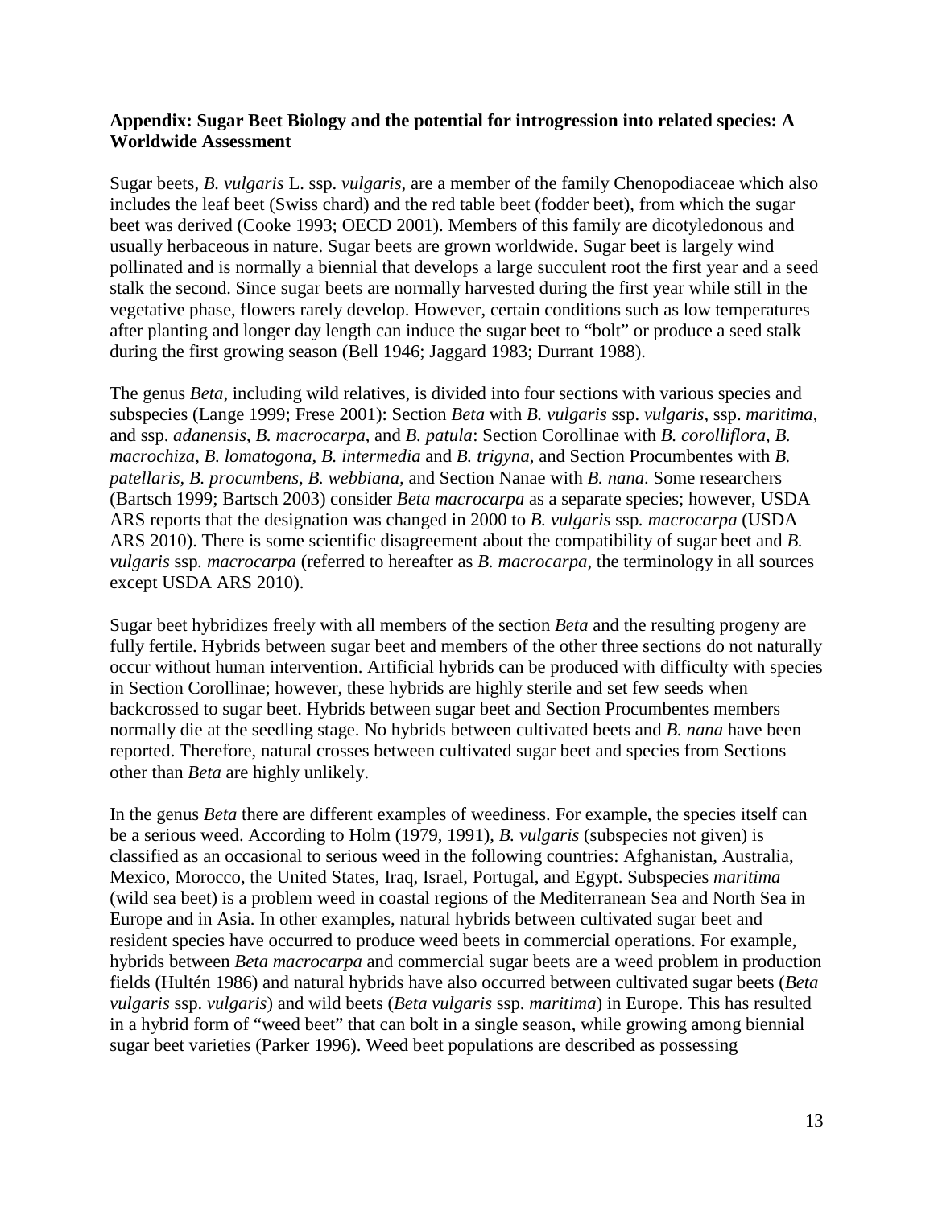**Appendix: Sugar Beet Biology and the potential for introgression into related species: A Worldwide Assessment**

Sugar beets, *B. vulgaris* L. ssp. *vulgaris*, are a member of the family Chenopodiaceae which also includes the leaf beet (Swiss chard) and the red table beet (fodder beet), from which the sugar beet was derived (Cooke 1993; OECD 2001). Members of this family are dicotyledonous and usually herbaceous in nature. Sugar beets are grown worldwide. Sugar beet is largely wind pollinated and is normally a biennial that develops a large succulent root the first year and a seed stalk the second. Since sugar beets are normally harvested during the first year while still in the vegetative phase, flowers rarely develop. However, certain conditions such as low temperatures after planting and longer day length can induce the sugar beet to "bolt" or produce a seed stalk during the first growing season (Bell 1946; Jaggard 1983; Durrant 1988).

The genus *Beta*, including wild relatives, is divided into four sections with various species and subspecies (Lange 1999; Frese 2001): Section *Beta* with *B. vulgaris* ssp. *vulgaris*, ssp. *maritima*, and ssp. *adanensis*, *B. macrocarpa*, and *B. patula*: Section Corollinae with *B. corolliflora*, *B. macrochiza*, *B. lomatogona*, *B. intermedia* and *B. trigyna*, and Section Procumbentes with *B. patellaris*, *B. procumbens*, *B. webbiana*, and Section Nanae with *B. nana*. Some researchers (Bartsch 1999; Bartsch 2003) consider *Beta macrocarpa* as a separate species; however, USDA ARS reports that the designation was changed in 2000 to *B. vulgaris* ssp. *macrocarpa* (USDA ARS 2010). There is some scientific disagreement about the compatibility of sugar beet and *B. vulgaris* ssp. *macrocarpa* (referred to hereafter as *B. macrocarpa*, the terminology in all sources except USDA ARS 2010).

Sugar beet hybridizes freely with all members of the section *Beta* and the resulting progeny are fully fertile. Hybrids between sugar beet and members of the other three sections do not naturally occur without human intervention. Artificial hybrids can be produced with difficulty with species in Section Corollinae; however, these hybrids are highly sterile and set few seeds when backcrossed to sugar beet. Hybrids between sugar beet and Section Procumbentes members normally die at the seedling stage. No hybrids between cultivated beets and *B. nana* have been reported. Therefore, natural crosses between cultivated sugar beet and species from Sections other than *Beta* are highly unlikely.

In the genus *Beta* there are different examples of weediness. For example, the species itself can be a serious weed. According to Holm (1979, 1991), *B. vulgaris* (subspecies not given) is classified as an occasional to serious weed in the following countries: Afghanistan, Australia, Mexico, Morocco, the United States, Iraq, Israel, Portugal, and Egypt. Subspecies *maritima* (wild sea beet) is a problem weed in coastal regions of the Mediterranean Sea and North Sea in Europe and in Asia. In other examples, natural hybrids between cultivated sugar beet and resident species have occurred to produce weed beets in commercial operations. For example, hybrids between *Beta macrocarpa* and commercial sugar beets are a weed problem in production fields (Hultén 1986) and natural hybrids have also occurred between cultivated sugar beets (*Beta vulgaris* ssp. *vulgaris*) and wild beets (*Beta vulgaris* ssp. *maritima*) in Europe. This has resulted in a hybrid form of "weed beet" that can bolt in a single season, while growing among biennial sugar beet varieties (Parker 1996). Weed beet populations are described as possessing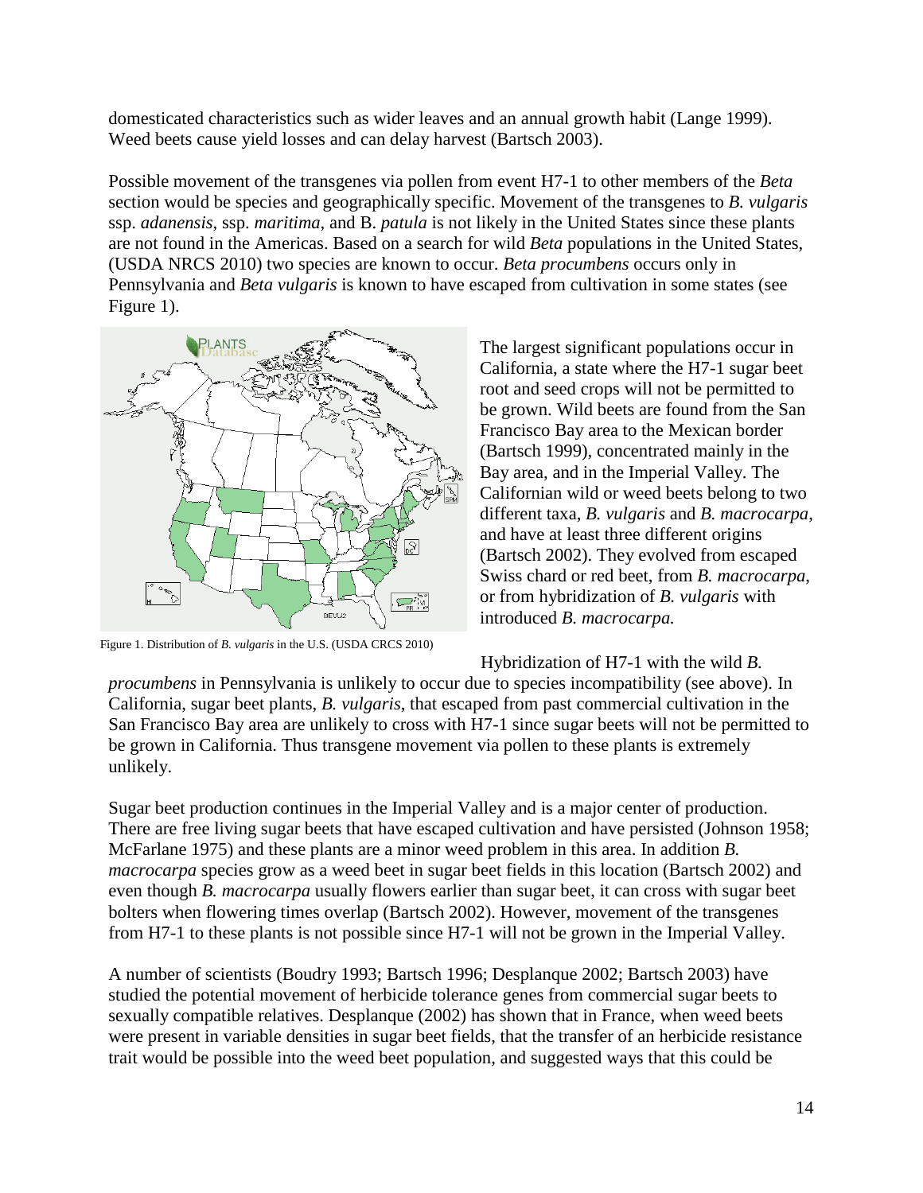domesticated characteristics such as wider leaves and an annual growth habit (Lange 1999). Weed beets cause yield losses and can delay harvest (Bartsch 2003).

Possible movement of the transgenes via pollen from event H7-1 to other members of the *Beta* section would be species and geographically specific. Movement of the transgenes to *B. vulgaris* ssp. *adanensis*, ssp. *maritima*, and B. *patula* is not likely in the United States since these plants are not found in the Americas. Based on a search for wild *Beta* populations in the United States, (USDA NRCS 2010) two species are known to occur. *Beta procumbens* occurs only in Pennsylvania and *Beta vulgaris* is known to have escaped from cultivation in some states (see Figure 1).

Figure 1. Distribution of *B. vulgaris* in the U.S. (USDA CRCS 2010)

The largest significant populations occur in California, a state where the H7-1 sugar beet root and seed crops will not be permitted to be grown. Wild beets are found from the San Francisco Bay area to the Mexican border (Bartsch 1999), concentrated mainly in the Bay area, and in the Imperial Valley. The Californian wild or weed beets belong to two different taxa, *B. vulgaris* and *B. macrocarpa*, and have at least three different origins (Bartsch 2002). They evolved from escaped Swiss chard or red beet, from *B. macrocarpa*, or from hybridization of *B. vulgaris* with introduced *B. macrocarpa.*

Hybridization of H7-1 with the wild *B. procumbens* in Pennsylvania is unlikely to occur due to species incompatibility (see above). In California, sugar beet plants, *B. vulgaris*, that escaped from past commercial cultivation in the San Francisco Bay area are unlikely to cross with H7-1 since sugar beets will not be permitted to be grown in California. Thus transgene movement via pollen to these plants is extremely unlikely.

Sugar beet production continues in the Imperial Valley and is a major center of production. There are free living sugar beets that have escaped cultivation and have persisted (Johnson 1958; McFarlane 1975) and these plants are a minor weed problem in this area. In addition *B. macrocarpa* species grow as a weed beet in sugar beet fields in this location (Bartsch 2002) and even though *B. macrocarpa* usually flowers earlier than sugar beet, it can cross with sugar beet bolters when flowering times overlap (Bartsch 2002). However, movement of the transgenes from H7-1 to these plants is not possible since H7-1 will not be grown in the Imperial Valley.

A number of scientists (Boudry 1993; Bartsch 1996; Desplanque 2002; Bartsch 2003) have studied the potential movement of herbicide tolerance genes from commercial sugar beets to sexually compatible relatives. Desplanque (2002) has shown that in France, when weed beets were present in variable densities in sugar beet fields, that the transfer of an herbicide resistance trait would be possible into the weed beet population, and suggested ways that this could be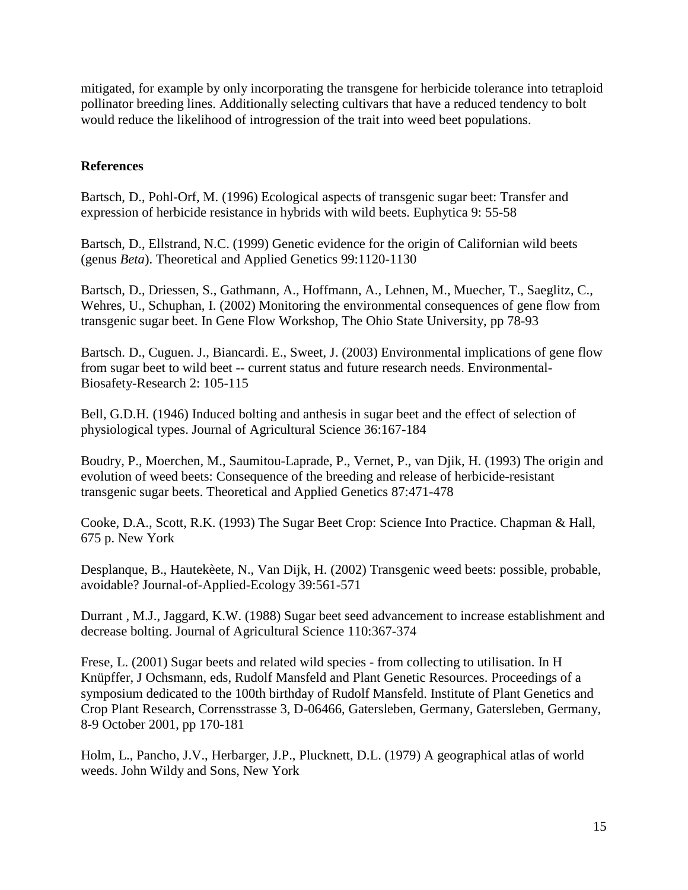mitigated, for example by only incorporating the transgene for herbicide tolerance into tetraploid pollinator breeding lines. Additionally selecting cultivars that have a reduced tendency to bolt would reduce the likelihood of introgression of the trait into weed beet populations.

## References

Bartsch, D., Pohl-Orf, M. (1996) Ecological aspects of transgenic sugar beet: Transfer and expression of herbicide resistance in hybrids with wild beets. Euphytica 9: 55-58

Bartsch, D., Ellstrand, N.C. (1999) Genetic evidence for the origin of Californian wild beets (genus *Beta*). Theoretical and Applied Genetics 99:1120-1130

Bartsch, D., Driessen, S., Gathmann, A., Hoffmann, A., Lehnen, M., Muecher, T., Saeglitz, C., Wehres, U., Schuphan, I. (2002) Monitoring the environmental consequences of gene flow from transgenic sugar beet. In Gene Flow Workshop, The Ohio State University, pp 78-93

Bartsch. D., Cuguen. J., Biancardi. E., Sweet, J. (2003) Environmental implications of gene flow from sugar beet to wild beet -- current status and future research needs. Environmental-Biosafety-Research 2: 105-115

Bell, G.D.H. (1946) Induced bolting and anthesis in sugar beet and the effect of selection of physiological types. Journal of Agricultural Science 36:167-184

Boudry, P., Moerchen, M., Saumitou-Laprade, P., Vernet, P., van Djik, H. (1993) The origin and evolution of weed beets: Consequence of the breeding and release of herbicide-resistant transgenic sugar beets. Theoretical and Applied Genetics 87:471-478

Cooke, D.A., Scott, R.K. (1993) The Sugar Beet Crop: Science Into Practice. Chapman & Hall, 675 p. New York

Desplanque, B., Hautekèete, N., Van Dijk, H. (2002) Transgenic weed beets: possible, probable, avoidable? Journal-of-Applied-Ecology 39:561-571

Durrant , M.J., Jaggard, K.W. (1988) Sugar beet seed advancement to increase establishment and decrease bolting. Journal of Agricultural Science 110:367-374

Frese, L. (2001) Sugar beets and related wild species - from collecting to utilisation. In H Knüpffer, J Ochsmann, eds, Rudolf Mansfeld and Plant Genetic Resources. Proceedings of a symposium dedicated to the 100th birthday of Rudolf Mansfeld. Institute of Plant Genetics and Crop Plant Research, Corrensstrasse 3, D-06466, Gatersleben, Germany, Gatersleben, Germany, 8-9 October 2001, pp 170-181

Holm, L., Pancho, J.V., Herbarger, J.P., Plucknett, D.L. (1979) A geographical atlas of world weeds. John Wildy and Sons, New York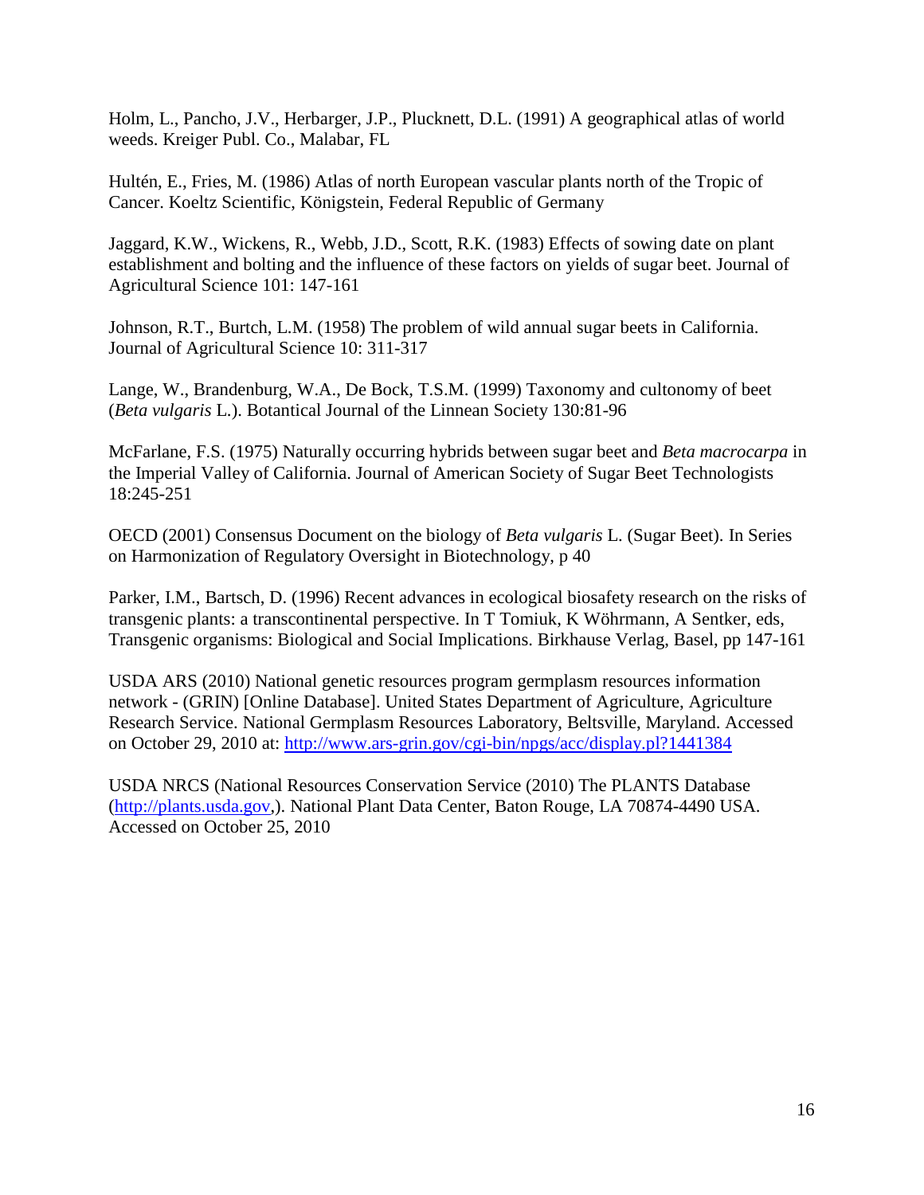Holm, L., Pancho, J.V., Herbarger, J.P., Plucknett, D.L. (1991) A geographical atlas of world weeds. Kreiger Publ. Co., Malabar, FL

Hultén, E., Fries, M. (1986) Atlas of north European vascular plants north of the Tropic of Cancer. Koeltz Scientific, Königstein, Federal Republic of Germany

Jaggard, K.W., Wickens, R., Webb, J.D., Scott, R.K. (1983) Effects of sowing date on plant establishment and bolting and the influence of these factors on yields of sugar beet. Journal of Agricultural Science 101: 147-161

Johnson, R.T., Burtch, L.M. (1958) The problem of wild annual sugar beets in California. Journal of Agricultural Science 10: 311-317

Lange, W., Brandenburg, W.A., De Bock, T.S.M. (1999) Taxonomy and cultonomy of beet (*Beta vulgaris* L.). Botantical Journal of the Linnean Society 130:81-96

McFarlane, F.S. (1975) Naturally occurring hybrids between sugar beet and *Beta macrocarpa* in the Imperial Valley of California. Journal of American Society of Sugar Beet Technologists 18:245-251

OECD (2001) Consensus Document on the biology of *Beta vulgaris* L. (Sugar Beet). In Series on Harmonization of Regulatory Oversight in Biotechnology, p 40

Parker, I.M., Bartsch, D. (1996) Recent advances in ecological biosafety research on the risks of transgenic plants: a transcontinental perspective. In T Tomiuk, K Wöhrmann, A Sentker, eds, Transgenic organisms: Biological and Social Implications. Birkhause Verlag, Basel, pp 147-161

USDA ARS (2010) National genetic resources program germplasm resources information network - (GRIN) [Online Database]. United States Department of Agriculture, Agriculture Research Service. National Germplasm Resources Laboratory, Beltsville, Maryland. Accessed on October 29, 2010 at: http://www.ars-grin.gov/cgi-bin/npgs/acc/display.pl?1441384

USDA NRCS (National Resources Conservation Service (2010) The PLANTS Database (http://plants.usda.gov,). National Plant Data Center, Baton Rouge, LA 70874-4490 USA. Accessed on October 25, 2010